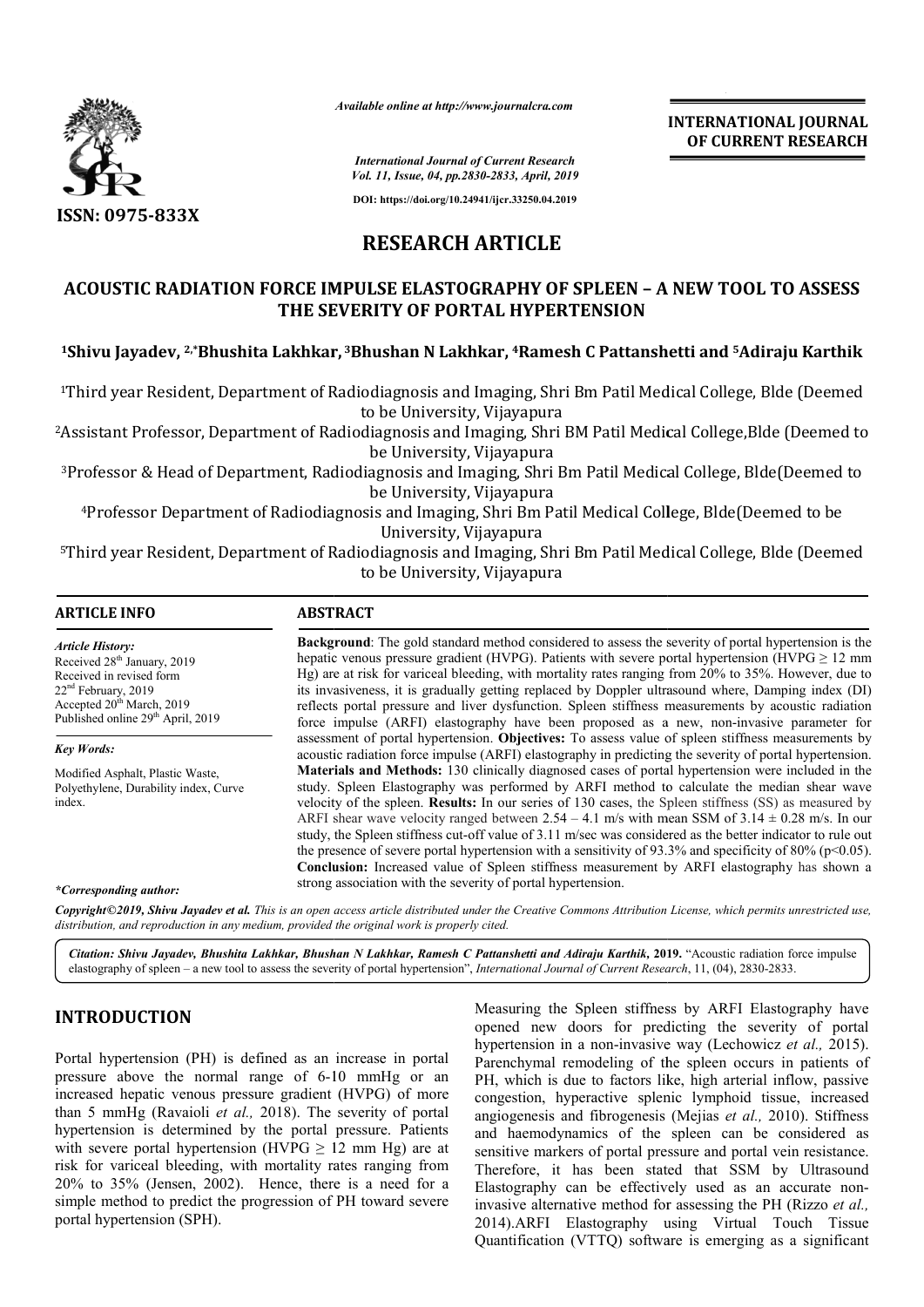RESEARCH ARTICLE

# ACOUSTIC RADIATION FORCE IMPULSE ELASTOGRAPHY OF SPLEEN – A NEW TOOL TO ASSESS THE SEVERITY OF PORTAL HYPERTENSION

[1]Shivu Jayadev, [2,*]Bhushita Lakhkar, [3]Bhushan N Lakhkar, [4]Ramesh C Pattanshetti and [5]Adiraju Karthik

[1]Third year Resident, Department of Radiodiagnosis and Imaging, Shri Bm Patil Medical College, Blde (Deemed to be University, Vijayapura

[2]Assistant Professor, Department of Radiodiagnosis and Imaging, Shri BM Patil Medical College,Blde (Deemed to be University, Vijayapura

[3]Professor & Head of Department, Radiodiagnosis and Imaging, Shri Bm Patil Medical College, Blde(Deemed to be University, Vijayapura

[4]Professor Department of Radiodiagnosis and Imaging, Shri Bm Patil Medical College, Blde(Deemed to be University, Vijayapura

[5]Third year Resident, Department of Radiodiagnosis and Imaging, Shri Bm Patil Medical College, Blde (Deemed to be University, Vijayapura

## ARTICLE INFO

*Article History:*
Received 28[th] January, 2019
Received in revised form
22[nd] February, 2019
Accepted 20[th] March, 2019
Published online 29[th] April, 2019

*Key Words:*

Modified Asphalt, Plastic Waste, Polyethylene, Durability index, Curve index.

**\*Corresponding author:**

## ABSTRACT

**Background**: The gold standard method considered to assess the severity of portal hypertension is the hepatic venous pressure gradient (HVPG). Patients with severe portal hypertension (HVPG ≥ 12 mm Hg) are at risk for variceal bleeding, with mortality rates ranging from 20% to 35%. However, due to its invasiveness, it is gradually getting replaced by Doppler ultrasound where, Damping index (DI) reflects portal pressure and liver dysfunction. Spleen stiffness measurements by acoustic radiation force impulse (ARFI) elastography have been proposed as a new, non-invasive parameter for assessment of portal hypertension. **Objectives:** To assess value of spleen stiffness measurements by acoustic radiation force impulse (ARFI) elastography in predicting the severity of portal hypertension. **Materials and Methods:** 130 clinically diagnosed cases of portal hypertension were included in the study. Spleen Elastography was performed by ARFI method to calculate the median shear wave velocity of the spleen. **Results:** In our series of 130 cases, the Spleen stiffness (SS) as measured by ARFI shear wave velocity ranged between 2.54 – 4.1 m/s with mean SSM of 3.14 ± 0.28 m/s. In our study, the Spleen stiffness cut-off value of 3.11 m/sec was considered as the better indicator to rule out the presence of severe portal hypertension with a sensitivity of 93.3% and specificity of 80% ($p<0.05$). **Conclusion:** Increased value of Spleen stiffness measurement by ARFI elastography has shown a strong association with the severity of portal hypertension.

*Copyright©2019, Shivu Jayadev et al. This is an open access article distributed under the Creative Commons Attribution License, which permits unrestricted use, distribution, and reproduction in any medium, provided the original work is properly cited.*

*Citation: Shivu Jayadev, Bhushita Lakhkar, Bhushan N Lakhkar, Ramesh C Pattanshetti and Adiraju Karthik,* **2019.** "Acoustic radiation force impulse elastography of spleen – a new tool to assess the severity of portal hypertension", *International Journal of Current Research*, 11, (04), 2830-2833.

## INTRODUCTION

Portal hypertension (PH) is defined as an increase in portal pressure above the normal range of 6-10 mmHg or an increased hepatic venous pressure gradient (HVPG) of more than 5 mmHg (Ravaioli *et al.,* 2018). The severity of portal hypertension is determined by the portal pressure. Patients with severe portal hypertension (HVPG ≥ 12 mm Hg) are at risk for variceal bleeding, with mortality rates ranging from 20% to 35% (Jensen, 2002). Hence, there is a need for a simple method to predict the progression of PH toward severe portal hypertension (SPH).

Measuring the Spleen stiffness by ARFI Elastography have opened new doors for predicting the severity of portal hypertension in a non-invasive way (Lechowicz *et al.,* 2015). Parenchymal remodeling of the spleen occurs in patients of PH, which is due to factors like, high arterial inflow, passive congestion, hyperactive splenic lymphoid tissue, increased angiogenesis and fibrogenesis (Mejias *et al.,* 2010). Stiffness and haemodynamics of the spleen can be considered as sensitive markers of portal pressure and portal vein resistance. Therefore, it has been stated that SSM by Ultrasound Elastography can be effectively used as an accurate non-invasive alternative method for assessing the PH (Rizzo *et al.,* 2014).ARFI Elastography using Virtual Touch Tissue Quantification (VTTQ) software is emerging as a significant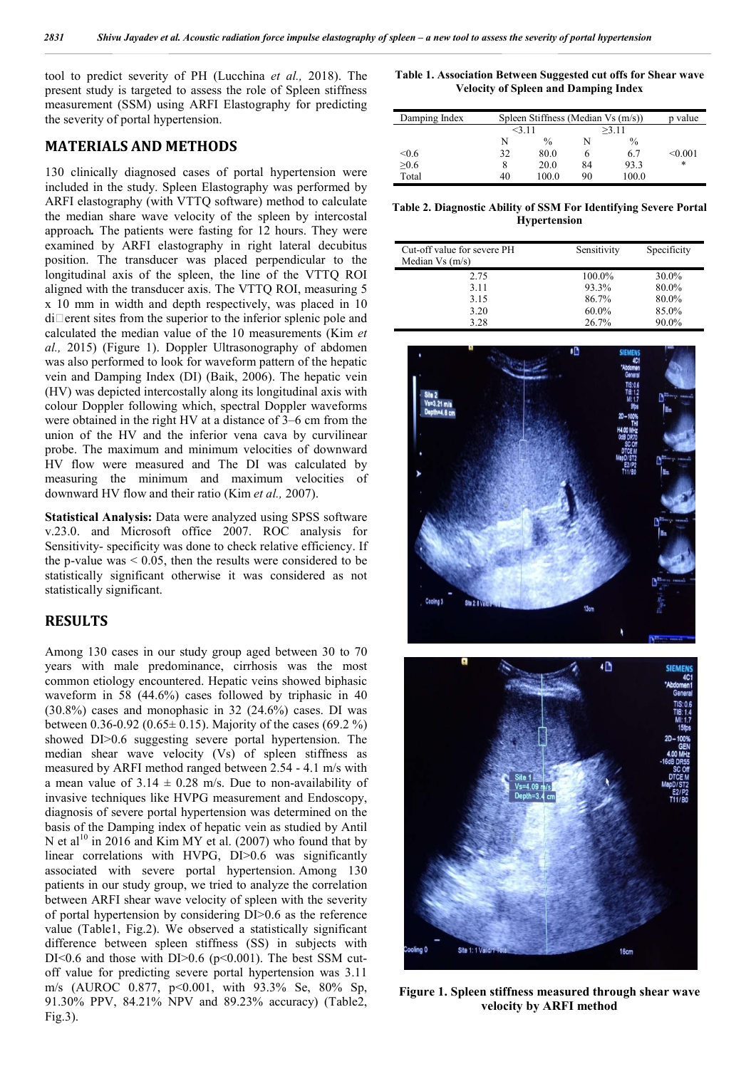tool to predict severity of PH (Lucchina *et al.,* 2018). The present study is targeted to assess the role of Spleen stiffness measurement (SSM) using ARFI Elastography for predicting the severity of portal hypertension.

## MATERIALS AND METHODS

130 clinically diagnosed cases of portal hypertension were included in the study. Spleen Elastography was performed by ARFI elastography (with VTTQ software) method to calculate the median share wave velocity of the spleen by intercostal approach**.** The patients were fasting for 12 hours. They were examined by ARFI elastography in right lateral decubitus position. The transducer was placed perpendicular to the longitudinal axis of the spleen, the line of the VTTQ ROI aligned with the transducer axis. The VTTQ ROI, measuring 5 x 10 mm in width and depth respectively, was placed in 10 di□erent sites from the superior to the inferior splenic pole and calculated the median value of the 10 measurements (Kim *et al.,* 2015) (Figure 1). Doppler Ultrasonography of abdomen was also performed to look for waveform pattern of the hepatic vein and Damping Index (DI) (Baik, 2006). The hepatic vein (HV) was depicted intercostally along its longitudinal axis with colour Doppler following which, spectral Doppler waveforms were obtained in the right HV at a distance of 3–6 cm from the union of the HV and the inferior vena cava by curvilinear probe. The maximum and minimum velocities of downward HV flow were measured and The DI was calculated by measuring the minimum and maximum velocities of downward HV flow and their ratio (Kim *et al.,* 2007).

**Statistical Analysis:** Data were analyzed using SPSS software v.23.0. and Microsoft office 2007. ROC analysis for Sensitivity- specificity was done to check relative efficiency. If the p-value was $< 0.05$, then the results were considered to be statistically significant otherwise it was considered as not statistically significant.

## RESULTS

Among 130 cases in our study group aged between 30 to 70 years with male predominance, cirrhosis was the most common etiology encountered. Hepatic veins showed biphasic waveform in 58 (44.6%) cases followed by triphasic in 40 (30.8%) cases and monophasic in 32 (24.6%) cases. DI was between 0.36-0.92 (0.65± 0.15). Majority of the cases (69.2 %) showed DI>0.6 suggesting severe portal hypertension. The median shear wave velocity (Vs) of spleen stiffness as measured by ARFI method ranged between 2.54 - 4.1 m/s with a mean value of 3.14 ± 0.28 m/s. Due to non-availability of invasive techniques like HVPG measurement and Endoscopy, diagnosis of severe portal hypertension was determined on the basis of the Damping index of hepatic vein as studied by Antil N et al[10] in 2016 and Kim MY et al. (2007) who found that by linear correlations with HVPG, DI>0.6 was significantly associated with severe portal hypertension. Among 130 patients in our study group, we tried to analyze the correlation between ARFI shear wave velocity of spleen with the severity of portal hypertension by considering DI>0.6 as the reference value (Table1, Fig.2). We observed a statistically significant difference between spleen stiffness (SS) in subjects with DI<0.6 and those with DI>0.6 ($p<0.001$). The best SSM cut-off value for predicting severe portal hypertension was 3.11 m/s (AUROC 0.877, $p<0.001$, with 93.3% Se, 80% Sp, 91.30% PPV, 84.21% NPV and 89.23% accuracy) (Table2, Fig.3).

**Table 1. Association Between Suggested cut offs for Shear wave Velocity of Spleen and Damping Index**

| Damping Index | Spleen Stiffness (Median Vs (m/s)) | | | | p value |
|---|---|---|---|---|---|
| | <3.11 | | ≥3.11 | | |
| | N | % | N | % | |
| <0.6 | 32 | 80.0 | 6 | 6.7 | <0.001 |
| ≥0.6 | 8 | 20.0 | 84 | 93.3 | * |
| Total | 40 | 100.0 | 90 | 100.0 | |

**Table 2. Diagnostic Ability of SSM For Identifying Severe Portal Hypertension**

| Cut-off value for severe PH Median Vs (m/s) | Sensitivity | Specificity |
|---|---|---|
| 2.75 | 100.0% | 30.0% |
| 3.11 | 93.3% | 80.0% |
| 3.15 | 86.7% | 80.0% |
| 3.20 | 60.0% | 85.0% |
| 3.28 | 26.7% | 90.0% |

**Figure 1. Spleen stiffness measured through shear wave velocity by ARFI method**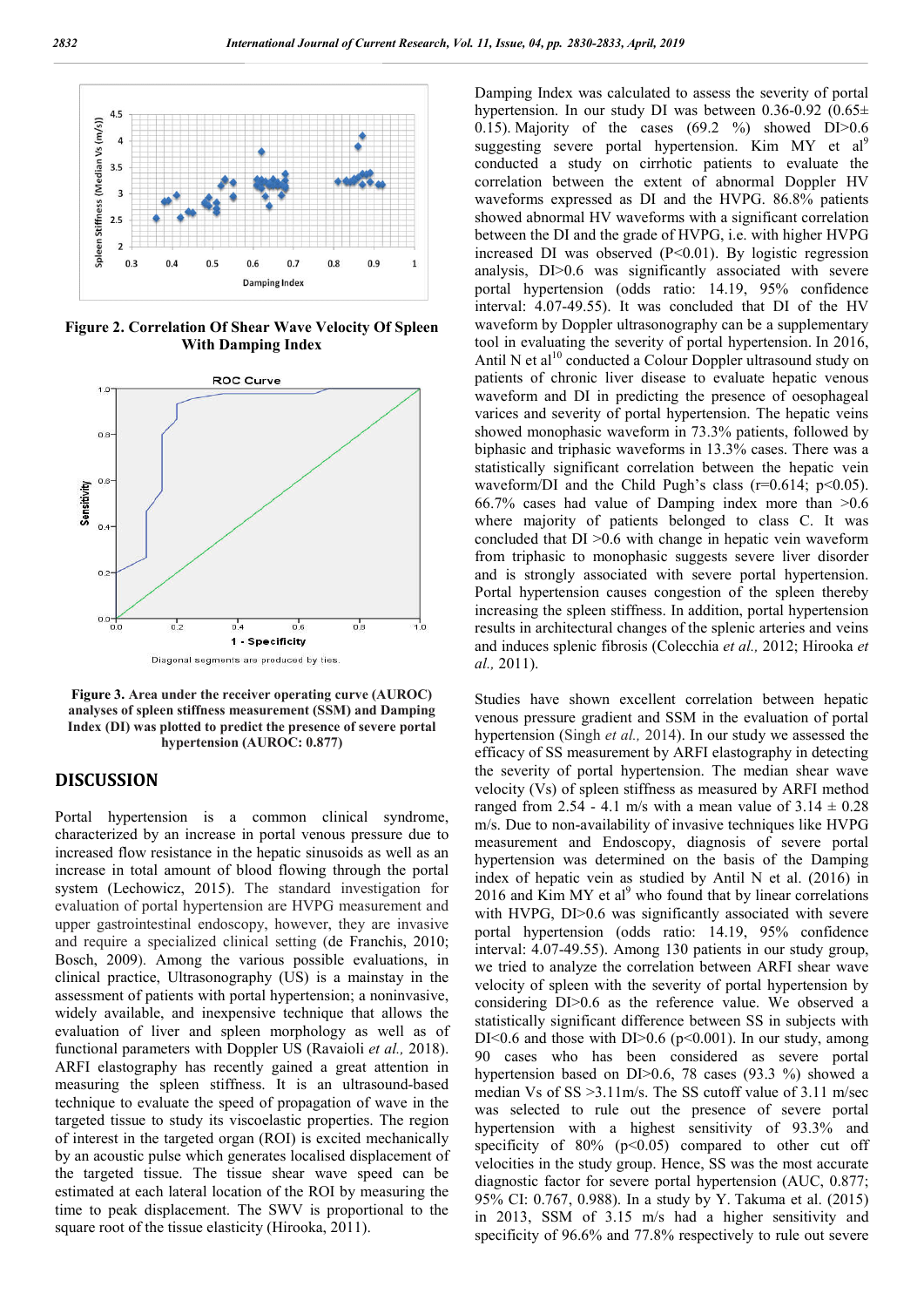**Figure 2. Correlation Of Shear Wave Velocity Of Spleen With Damping Index**

**Figure 3. Area under the receiver operating curve (AUROC) analyses of spleen stiffness measurement (SSM) and Damping Index (DI) was plotted to predict the presence of severe portal hypertension (AUROC: 0.877)**

## DISCUSSION

Portal hypertension is a common clinical syndrome, characterized by an increase in portal venous pressure due to increased flow resistance in the hepatic sinusoids as well as an increase in total amount of blood flowing through the portal system (Lechowicz, 2015). The standard investigation for evaluation of portal hypertension are HVPG measurement and upper gastrointestinal endoscopy, however, they are invasive and require a specialized clinical setting (de Franchis, 2010; Bosch, 2009). Among the various possible evaluations, in clinical practice, Ultrasonography (US) is a mainstay in the assessment of patients with portal hypertension; a noninvasive, widely available, and inexpensive technique that allows the evaluation of liver and spleen morphology as well as of functional parameters with Doppler US (Ravaioli *et al.,* 2018). ARFI elastography has recently gained a great attention in measuring the spleen stiffness. It is an ultrasound-based technique to evaluate the speed of propagation of wave in the targeted tissue to study its viscoelastic properties. The region of interest in the targeted organ (ROI) is excited mechanically by an acoustic pulse which generates localised displacement of the targeted tissue. The tissue shear wave speed can be estimated at each lateral location of the ROI by measuring the time to peak displacement. The SWV is proportional to the square root of the tissue elasticity (Hirooka, 2011).

Damping Index was calculated to assess the severity of portal hypertension. In our study DI was between 0.36-0.92 (0.65± 0.15). Majority of the cases (69.2 %) showed DI>0.6 suggesting severe portal hypertension. Kim MY et al[9] conducted a study on cirrhotic patients to evaluate the correlation between the extent of abnormal Doppler HV waveforms expressed as DI and the HVPG. 86.8% patients showed abnormal HV waveforms with a significant correlation between the DI and the grade of HVPG, i.e. with higher HVPG increased DI was observed (P<0.01). By logistic regression analysis, DI>0.6 was significantly associated with severe portal hypertension (odds ratio: 14.19, 95% confidence interval: 4.07-49.55). It was concluded that DI of the HV waveform by Doppler ultrasonography can be a supplementary tool in evaluating the severity of portal hypertension. In 2016, Antil N et al[10] conducted a Colour Doppler ultrasound study on patients of chronic liver disease to evaluate hepatic venous waveform and DI in predicting the presence of oesophageal varices and severity of portal hypertension. The hepatic veins showed monophasic waveform in 73.3% patients, followed by biphasic and triphasic waveforms in 13.3% cases. There was a statistically significant correlation between the hepatic vein waveform/DI and the Child Pugh's class (r=0.614; p<0.05). 66.7% cases had value of Damping index more than >0.6 where majority of patients belonged to class C. It was concluded that DI >0.6 with change in hepatic vein waveform from triphasic to monophasic suggests severe liver disorder and is strongly associated with severe portal hypertension. Portal hypertension causes congestion of the spleen thereby increasing the spleen stiffness. In addition, portal hypertension results in architectural changes of the splenic arteries and veins and induces splenic fibrosis (Colecchia *et al.,* 2012; Hirooka *et al.,* 2011).

Studies have shown excellent correlation between hepatic venous pressure gradient and SSM in the evaluation of portal hypertension (Singh *et al.,* 2014). In our study we assessed the efficacy of SS measurement by ARFI elastography in detecting the severity of portal hypertension. The median shear wave velocity (Vs) of spleen stiffness as measured by ARFI elastography ranged from 2.54 - 4.1 m/s with a mean value of 3.14 ± 0.28 m/s. Due to non-availability of invasive techniques like HVPG measurement and Endoscopy, diagnosis of severe portal hypertension was determined on the basis of the Damping index of hepatic vein as studied by Antil N et al. (2016) in 2016 and Kim MY et al[9] who found that by linear correlations with HVPG, DI>0.6 was significantly associated with severe portal hypertension (odds ratio: 14.19, 95% confidence interval: 4.07-49.55). Among 130 patients in our study group, we tried to analyze the correlation between ARFI shear wave velocity of spleen with the severity of portal hypertension by considering DI>0.6 as the reference value. We observed a statistically significant difference between SS in subjects with DI<0.6 and those with DI>0.6 (p<0.001). In our study, among 90 cases who has been considered as severe portal hypertension based on DI>0.6, 78 cases (93.3 %) showed a median Vs of SS >3.11m/s. The SS cutoff value of 3.11 m/sec was selected to rule out the presence of severe portal hypertension with a highest sensitivity of 93.3% and specificity of 80% (p<0.05) compared to other cut off velocities in the study group. Hence, SS was the most accurate diagnostic factor for severe portal hypertension (AUC, 0.877; 95% CI: 0.767, 0.988). In a study by Y. Takuma et al. (2015) in 2013, SSM of 3.15 m/s had a higher sensitivity and specificity of 96.6% and 77.8% respectively to rule out severe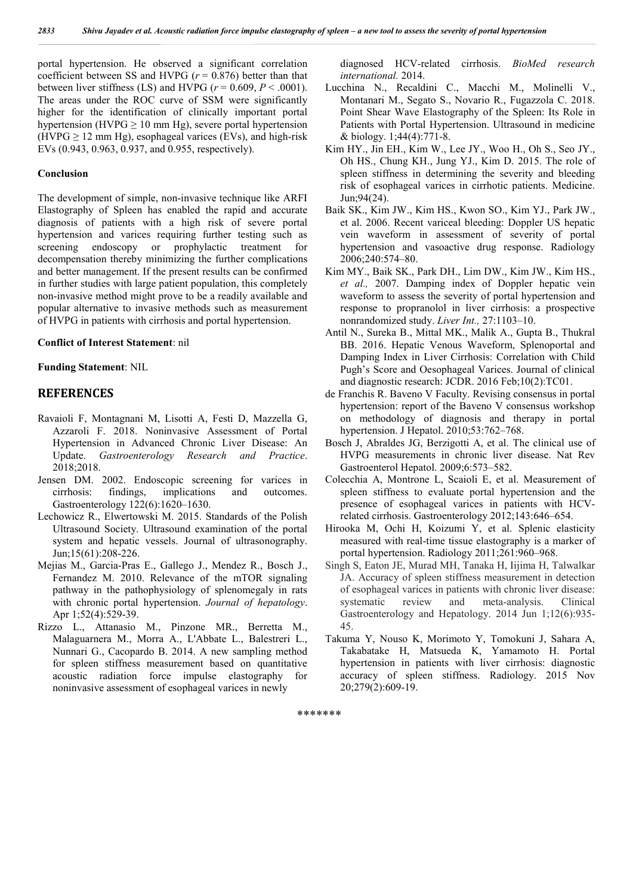portal hypertension. He observed a significant correlation coefficient between SS and HVPG ($r = 0.876$) better than that between liver stiffness (LS) and HVPG ($r = 0.609$, $P < .0001$). The areas under the ROC curve of SSM were significantly higher for the identification of clinically important portal hypertension (HVPG $\geq$ 10 mm Hg), severe portal hypertension (HVPG $\geq$ 12 mm Hg), esophageal varices (EVs), and high-risk EVs (0.943, 0.963, 0.937, and 0.955, respectively).

## Conclusion

The development of simple, non-invasive technique like ARFI Elastography of Spleen has enabled the rapid and accurate diagnosis of patients with a high risk of severe portal hypertension and varices requiring further testing such as screening endoscopy or prophylactic treatment for decompensation thereby minimizing the further complications and better management. If the present results can be confirmed in further studies with large patient population, this completely non-invasive method might prove to be a readily available and popular alternative to invasive methods such as measurement of HVPG in patients with cirrhosis and portal hypertension.

**Conflict of Interest Statement**: nil

**Funding Statement**: NIL

## REFERENCES

Ravaioli F, Montagnani M, Lisotti A, Festi D, Mazzella G, Azzaroli F. 2018. Noninvasive Assessment of Portal Hypertension in Advanced Chronic Liver Disease: An Update. *Gastroenterology Research and Practice*. 2018;2018.

Jensen DM. 2002. Endoscopic screening for varices in cirrhosis: findings, implications and outcomes. Gastroenterology 122(6):1620–1630.

Lechowicz R., Elwertowski M. 2015. Standards of the Polish Ultrasound Society. Ultrasound examination of the portal system and hepatic vessels. Journal of ultrasonography. Jun;15(61):208-226.

Mejias M., Garcia-Pras E., Gallego J., Mendez R., Bosch J., Fernandez M. 2010. Relevance of the mTOR signaling pathway in the pathophysiology of splenomegaly in rats with chronic portal hypertension. *Journal of hepatology*. Apr 1;52(4):529-39.

Rizzo L., Attanasio M., Pinzone MR., Berretta M., Malaguarnera M., Morra A., L'Abbate L., Balestreri L., Nunnari G., Cacopardo B. 2014. A new sampling method for spleen stiffness measurement based on quantitative acoustic radiation force impulse elastography for noninvasive assessment of esophageal varices in newly diagnosed HCV-related cirrhosis. *BioMed research international.* 2014.

Lucchina N., Recaldini C., Macchi M., Molinelli V., Montanari M., Segato S., Novario R., Fugazzola C. 2018. Point Shear Wave Elastography of the Spleen: Its Role in Patients with Portal Hypertension. Ultrasound in medicine & biology. 1;44(4):771-8.

Kim HY., Jin EH., Kim W., Lee JY., Woo H., Oh S., Seo JY., Oh HS., Chung KH., Jung YJ., Kim D. 2015. The role of spleen stiffness in determining the severity and bleeding risk of esophageal varices in cirrhotic patients. Medicine. Jun;94(24).

Baik SK., Kim JW., Kim HS., Kwon SO., Kim YJ., Park JW., et al. 2006. Recent variceal bleeding: Doppler US hepatic vein waveform in assessment of severity of portal hypertension and vasoactive drug response. Radiology 2006;240:574–80.

Kim MY., Baik SK., Park DH., Lim DW., Kim JW., Kim HS., *et al.,* 2007. Damping index of Doppler hepatic vein waveform to assess the severity of portal hypertension and response to propranolol in liver cirrhosis: a prospective nonrandomized study. *Liver Int.,* 27:1103–10.

Antil N., Sureka B., Mittal MK., Malik A., Gupta B., Thukral BB. 2016. Hepatic Venous Waveform, Splenoportal and Damping Index in Liver Cirrhosis: Correlation with Child Pugh's Score and Oesophageal Varices. Journal of clinical and diagnostic research: JCDR. 2016 Feb;10(2):TC01.

de Franchis R. Baveno V Faculty. Revising consensus in portal hypertension: report of the Baveno V consensus workshop on methodology of diagnosis and therapy in portal hypertension. J Hepatol. 2010;53:762–768.

Bosch J, Abraldes JG, Berzigotti A, et al. The clinical use of HVPG measurements in chronic liver disease. Nat Rev Gastroenterol Hepatol. 2009;6:573–582.

Colecchia A, Montrone L, Scaioli E, et al. Measurement of spleen stiffness to evaluate portal hypertension and the presence of esophageal varices in patients with HCV-related cirrhosis. Gastroenterology 2012;143:646–654.

Hirooka M, Ochi H, Koizumi Y, et al. Splenic elasticity measured with real-time tissue elastography is a marker of portal hypertension. Radiology 2011;261:960–968.

Singh S, Eaton JE, Murad MH, Tanaka H, Iijima H, Talwalkar JA. Accuracy of spleen stiffness measurement in detection of esophageal varices in patients with chronic liver disease: systematic review and meta-analysis. Clinical Gastroenterology and Hepatology. 2014 Jun 1;12(6):935-45.

Takuma Y, Nouso K, Morimoto Y, Tomokuni J, Sahara A, Takabatake H, Matsueda K, Yamamoto H. Portal hypertension in patients with liver cirrhosis: diagnostic accuracy of spleen stiffness. Radiology. 2015 Nov 20;279(2):609-19.

\*\*\*\*\*\*\*